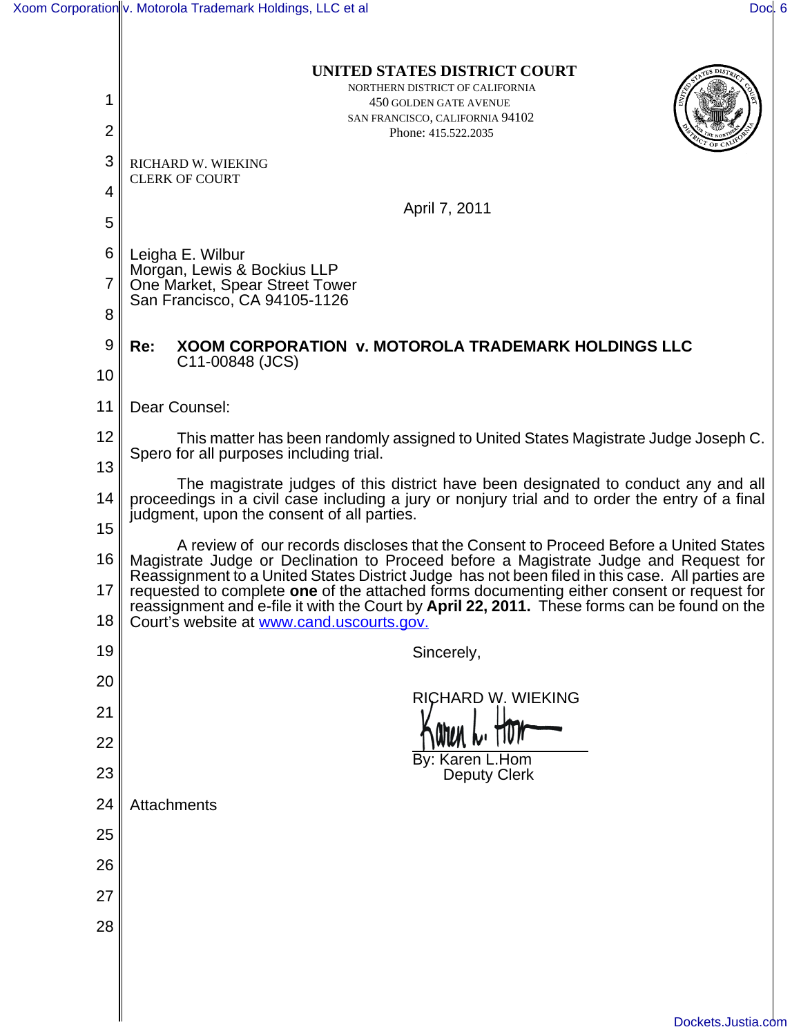# UNITED STATES DISTRICT COURT

NORTHERN DISTRICT OF CALIFORNIA
450 GOLDEN GATE AVENUE
SAN FRANCISCO, CALIFORNIA 94102
Phone: 415.522.2035

RICHARD W. WIEKING
CLERK OF COURT

April 7, 2011

Leigha E. Wilbur
Morgan, Lewis & Bockius LLP
One Market, Spear Street Tower
San Francisco, CA 94105-1126

**Re: XOOM CORPORATION v. MOTOROLA TRADEMARK HOLDINGS LLC**
C11-00848 (JCS)

Dear Counsel:

This matter has been randomly assigned to United States Magistrate Judge Joseph C. Spero for all purposes including trial.

The magistrate judges of this district have been designated to conduct any and all proceedings in a civil case including a jury or nonjury trial and to order the entry of a final judgment, upon the consent of all parties.

A review of our records discloses that the Consent to Proceed Before a United States Magistrate Judge or Declination to Proceed before a Magistrate Judge and Request for Reassignment to a United States District Judge has not been filed in this case. All parties are requested to complete **one** of the attached forms documenting either consent or request for reassignment and e-file it with the Court by **April 22, 2011.** These forms can be found on the Court's website at www.cand.uscourts.gov.

Sincerely,

RICHARD W. WIEKING

By: Karen L.Hom
Deputy Clerk

Attachments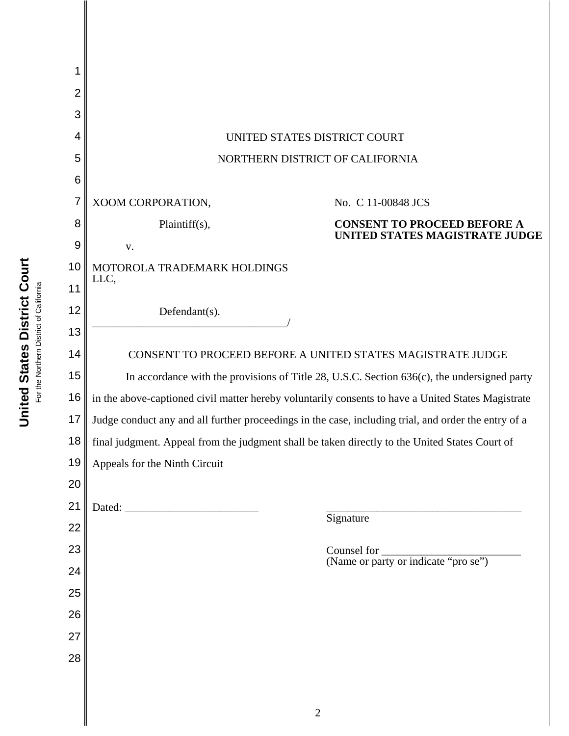UNITED STATES DISTRICT COURT

NORTHERN DISTRICT OF CALIFORNIA

XOOM CORPORATION,

Plaintiff(s),

v.

MOTOROLA TRADEMARK HOLDINGS LLC,

Defendant(s).
___________________________________/

No. C 11-00848 JCS

**CONSENT TO PROCEED BEFORE A UNITED STATES MAGISTRATE JUDGE**

CONSENT TO PROCEED BEFORE A UNITED STATES MAGISTRATE JUDGE

In accordance with the provisions of Title 28, U.S.C. Section 636(c), the undersigned party in the above-captioned civil matter hereby voluntarily consents to have a United States Magistrate Judge conduct any and all further proceedings in the case, including trial, and order the entry of a final judgment. Appeal from the judgment shall be taken directly to the United States Court of Appeals for the Ninth Circuit

Dated: _______________________

___________________________________
Signature

Counsel for _________________________
(Name or party or indicate "pro se")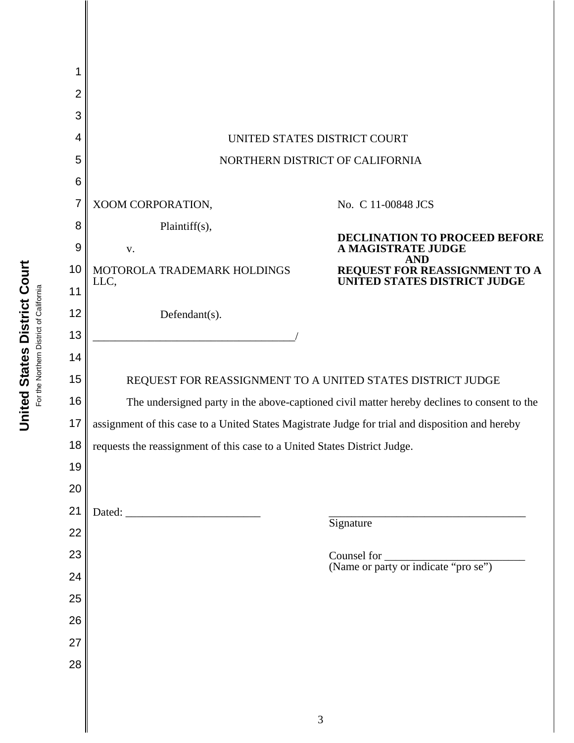UNITED STATES DISTRICT COURT

NORTHERN DISTRICT OF CALIFORNIA

XOOM CORPORATION,

Plaintiff(s),

v.

MOTOROLA TRADEMARK HOLDINGS LLC,

Defendant(s).

\_\_\_\_\_\_\_\_\_\_\_\_\_\_\_\_\_\_\_\_\_\_\_\_\_\_\_\_\_\_\_\_\_\_\_\_/

No. C 11-00848 JCS

**DECLINATION TO PROCEED BEFORE A MAGISTRATE JUDGE**
**AND**
**REQUEST FOR REASSIGNMENT TO A UNITED STATES DISTRICT JUDGE**

REQUEST FOR REASSIGNMENT TO A UNITED STATES DISTRICT JUDGE

The undersigned party in the above-captioned civil matter hereby declines to consent to the assignment of this case to a United States Magistrate Judge for trial and disposition and hereby requests the reassignment of this case to a United States District Judge.

Dated: \_\_\_\_\_\_\_\_\_\_\_\_\_\_\_\_\_\_\_\_\_\_\_\_

\_\_\_\_\_\_\_\_\_\_\_\_\_\_\_\_\_\_\_\_\_\_\_\_\_\_\_\_\_\_\_\_\_\_\_\_
Signature

Counsel for \_\_\_\_\_\_\_\_\_\_\_\_\_\_\_\_\_\_\_\_\_\_\_\_\_
(Name or party or indicate "pro se")